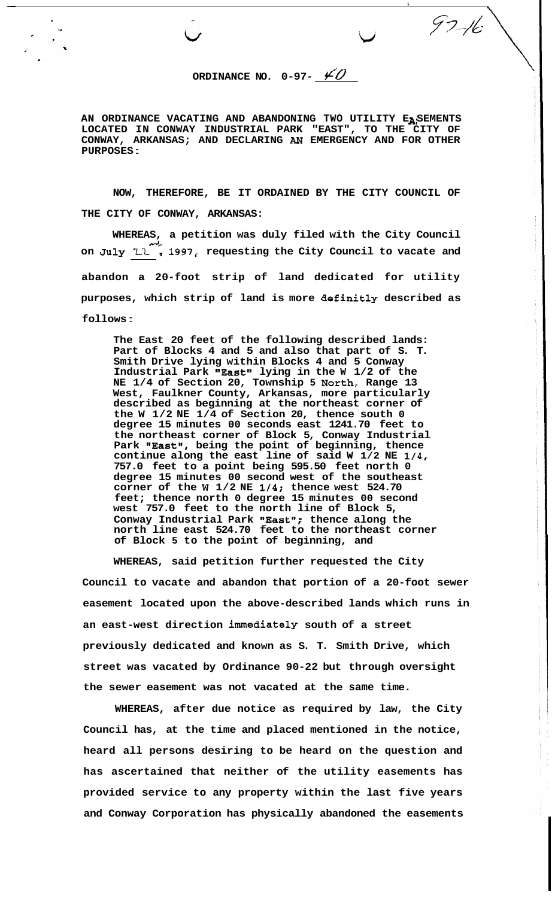97-16

# ORDINANCE NO. 0-97- 40

**AN ORDINANCE VACATING AND ABANDONING TWO UTILITY EASEMENTS LOCATED IN CONWAY INDUSTRIAL PARK "EAST", TO THE CITY OF CONWAY, ARKANSAS; AND DECLARING AN EMERGENCY AND FOR OTHER PURPOSES:**

**NOW, THEREFORE, BE IT ORDAINED BY THE CITY COUNCIL OF THE CITY OF CONWAY, ARKANSAS:**

**WHEREAS, a petition was duly filed with the City Council on July 22nd, 1997, requesting the City Council to vacate and abandon a 20-foot strip of land dedicated for utility purposes, which strip of land is more definitly described as follows:**

> **The East 20 feet of the following described lands: Part of Blocks 4 and 5 and also that part of S. T. Smith Drive lying within Blocks 4 and 5 Conway Industrial Park "East" lying in the W 1/2 of the NE 1/4 of Section 20, Township 5 North, Range 13 West, Faulkner County, Arkansas, more particularly described as beginning at the northeast corner of the W 1/2 NE 1/4 of Section 20, thence south 0 degree 15 minutes 00 seconds east 1241.70 feet to the northeast corner of Block 5, Conway Industrial Park "East", being the point of beginning, thence continue along the east line of said W 1/2 NE 1/4, 757.0 feet to a point being 595.50 feet north 0 degree 15 minutes 00 second west of the southeast corner of the W 1/2 NE 1/4; thence west 524.70 feet; thence north 0 degree 15 minutes 00 second west 757.0 feet to the north line of Block 5, Conway Industrial Park "East"; thence along the north line east 524.70 feet to the northeast corner of Block 5 to the point of beginning, and**

**WHEREAS, said petition further requested the City Council to vacate and abandon that portion of a 20-foot sewer easement located upon the above-described lands which runs in an east-west direction immediately south of a street previously dedicated and known as S. T. Smith Drive, which street was vacated by Ordinance 90-22 but through oversight the sewer easement was not vacated at the same time.**

**WHEREAS, after due notice as required by law, the City Council has, at the time and placed mentioned in the notice, heard all persons desiring to be heard on the question and has ascertained that neither of the utility easements has provided service to any property within the last five years and Conway Corporation has physically abandoned the easements**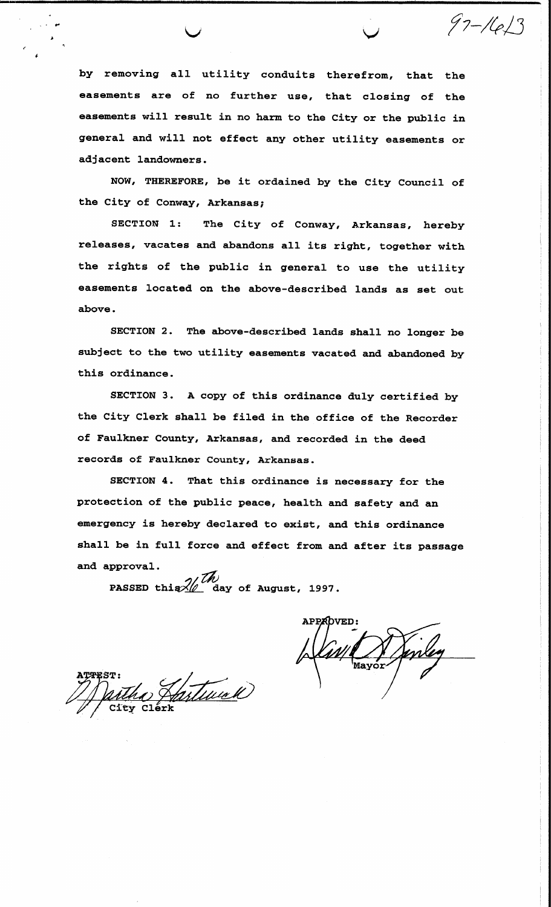97-1613

by removing all utility conduits therefrom, that the easements are of no further use, that closing of the easements will result in no harm to the City or the public in general and will not effect any other utility easements or adjacent landowners.

**NOW, THEREFORE,** be it ordained by the City Council of the City of Conway, Arkansas;

**SECTION 1:** The City of Conway, Arkansas, hereby releases, vacates and abandons all its right, together with the rights of the public in general to use the utility easements located on the above-described lands as set out above.

**SECTION 2.** The above-described lands shall no longer be subject to the two utility easements vacated and abandoned by this ordinance.

**SECTION 3.** A copy of this ordinance duly certified by the City Clerk shall be filed in the office of the Recorder of Faulkner County, Arkansas, and recorded in the deed records of Faulkner County, Arkansas.

**SECTION 4.** That this ordinance is necessary for the protection of the public peace, health and safety and an emergency is hereby declared to exist, and this ordinance shall be in full force and effect from and after its passage and approval.

**PASSED** this 26th day of August, 1997.

APPROVED:

Mayor

ATTEST:

City Clerk